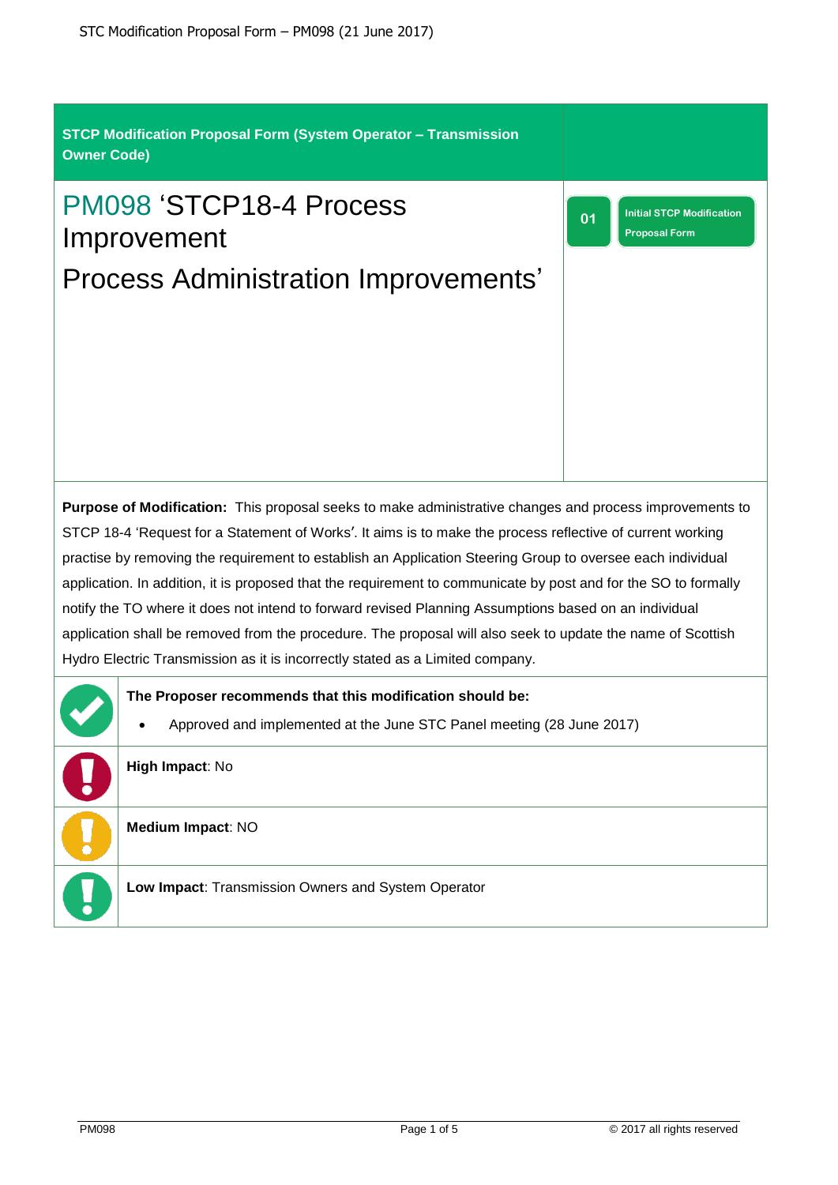**STCP Modification Proposal Form (System Operator – Transmission Owner Code)**

# PM098 'STCP18-4 Process Improvement Process Administration Improvements'

01 Initial STCP Modification Proposal Form

**Purpose of Modification:** This proposal seeks to make administrative changes and process improvements to STCP 18-4 'Request for a Statement of Works'. It aims is to make the process reflective of current working practise by removing the requirement to establish an Application Steering Group to oversee each individual application. In addition, it is proposed that the requirement to communicate by post and for the SO to formally notify the TO where it does not intend to forward revised Planning Assumptions based on an individual application shall be removed from the procedure. The proposal will also seek to update the name of Scottish Hydro Electric Transmission as it is incorrectly stated as a Limited company.

**The Proposer recommends that this modification should be:**

- Approved and implemented at the June STC Panel meeting (28 June 2017)

**High Impact**: No

**Medium Impact**: NO

**Low Impact**: Transmission Owners and System Operator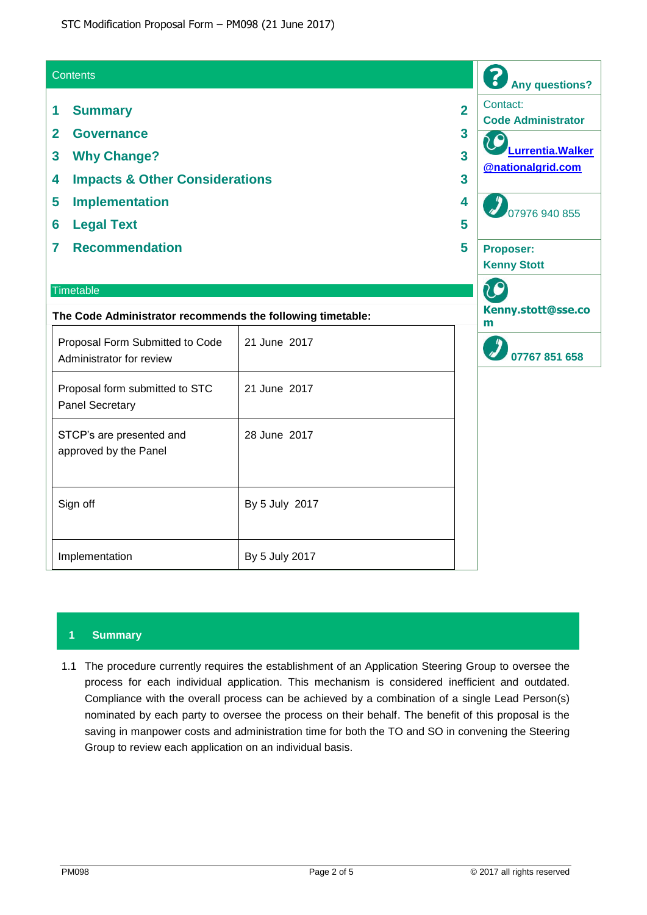## Contents

| | | |
|---|---|---|
| 1 | Summary | 2 |
| 2 | Governance | 3 |
| 3 | Why Change? | 3 |
| 4 | Impacts & Other Considerations | 3 |
| 5 | Implementation | 4 |
| 6 | Legal Text | 5 |
| 7 | Recommendation | 5 |

**Any questions?**

Contact:
**Code Administrator**

Lurrentia.Walker@nationalgrid.com

07976 940 855

**Proposer:**
**Kenny Stott**

**Kenny.stott@sse.com**

**07767 851 658**

## Timetable

**The Code Administrator recommends the following timetable:**

| | |
|---|---|
| Proposal Form Submitted to Code Administrator for review | 21 June 2017 |
| Proposal form submitted to STC Panel Secretary | 21 June 2017 |
| STCP's are presented and approved by the Panel | 28 June 2017 |
| Sign off | By 5 July 2017 |
| Implementation | By 5 July 2017 |

## 1 Summary

1.1 The procedure currently requires the establishment of an Application Steering Group to oversee the process for each individual application. This mechanism is considered inefficient and outdated. Compliance with the overall process can be achieved by a combination of a single Lead Person(s) nominated by each party to oversee the process on their behalf. The benefit of this proposal is the saving in manpower costs and administration time for both the TO and SO in convening the Steering Group to review each application on an individual basis.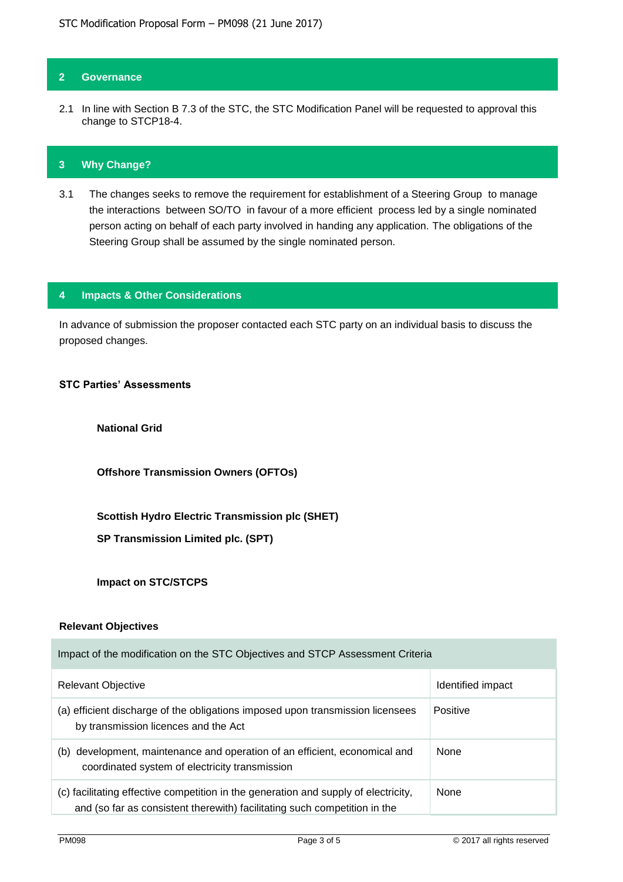## 2 Governance

2.1 In line with Section B 7.3 of the STC, the STC Modification Panel will be requested to approval this change to STCP18-4.

## 3 Why Change?

3.1 The changes seeks to remove the requirement for establishment of a Steering Group to manage the interactions between SO/TO in favour of a more efficient process led by a single nominated person acting on behalf of each party involved in handing any application. The obligations of the Steering Group shall be assumed by the single nominated person.

## 4 Impacts & Other Considerations

In advance of submission the proposer contacted each STC party on an individual basis to discuss the proposed changes.

**STC Parties' Assessments**

**National Grid**

**Offshore Transmission Owners (OFTOs)**

**Scottish Hydro Electric Transmission plc (SHET)**

**SP Transmission Limited plc. (SPT)**

**Impact on STC/STCPS**

**Relevant Objectives**

| Impact of the modification on the STC Objectives and STCP Assessment Criteria | |
|---|---|
| Relevant Objective | Identified impact |
| (a) efficient discharge of the obligations imposed upon transmission licensees by transmission licences and the Act | Positive |
| (b) development, maintenance and operation of an efficient, economical and coordinated system of electricity transmission | None |
| (c) facilitating effective competition in the generation and supply of electricity, and (so far as consistent therewith) facilitating such competition in the | None |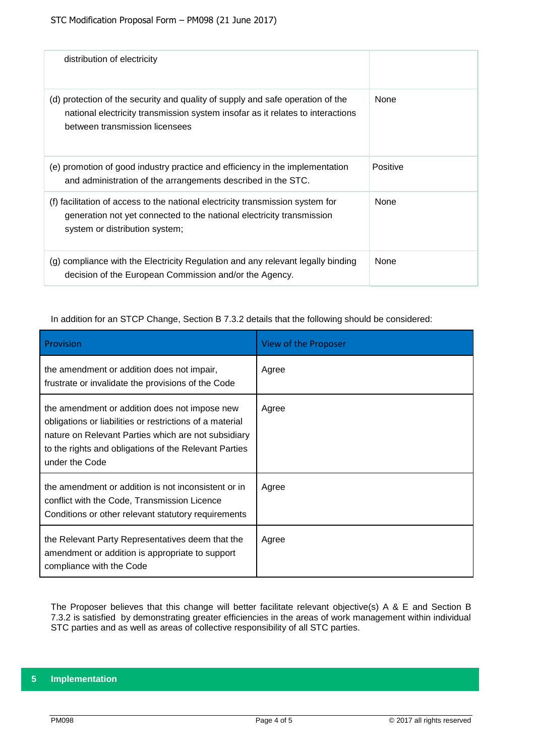| | |
|---|---|
| distribution of electricity | |
| (d) protection of the security and quality of supply and safe operation of the national electricity transmission system insofar as it relates to interactions between transmission licensees | None |
| (e) promotion of good industry practice and efficiency in the implementation and administration of the arrangements described in the STC. | Positive |
| (f) facilitation of access to the national electricity transmission system for generation not yet connected to the national electricity transmission system or distribution system; | None |
| (g) compliance with the Electricity Regulation and any relevant legally binding decision of the European Commission and/or the Agency. | None |

In addition for an STCP Change, Section B 7.3.2 details that the following should be considered:

| Provision | View of the Proposer |
|---|---|
| the amendment or addition does not impair, frustrate or invalidate the provisions of the Code | Agree |
| the amendment or addition does not impose new obligations or liabilities or restrictions of a material nature on Relevant Parties which are not subsidiary to the rights and obligations of the Relevant Parties under the Code | Agree |
| the amendment or addition is not inconsistent or in conflict with the Code, Transmission Licence Conditions or other relevant statutory requirements | Agree |
| the Relevant Party Representatives deem that the amendment or addition is appropriate to support compliance with the Code | Agree |

The Proposer believes that this change will better facilitate relevant objective(s) A & E and Section B 7.3.2 is satisfied by demonstrating greater efficiencies in the areas of work management within individual STC parties and as well as areas of collective responsibility of all STC parties.

## 5 Implementation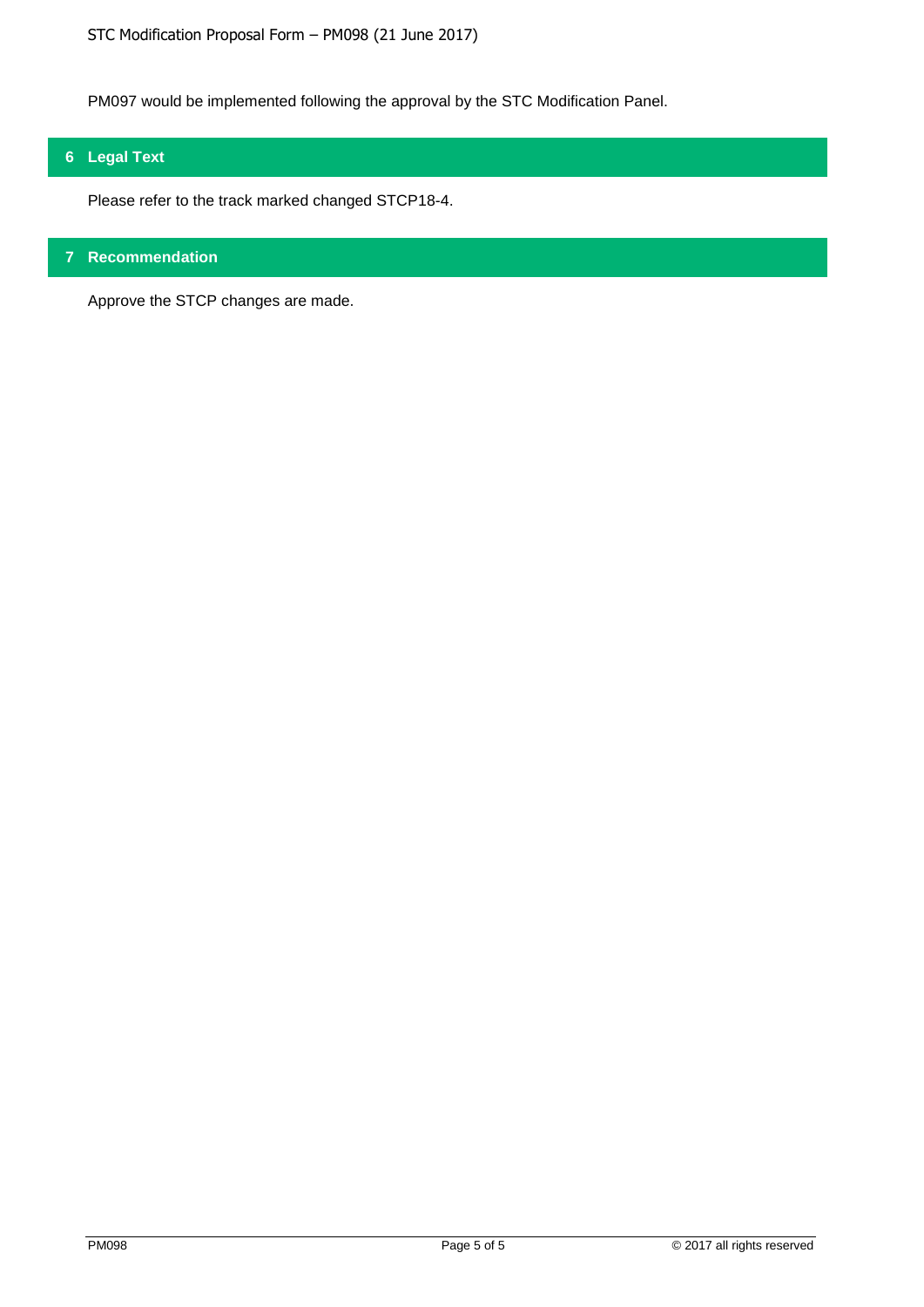PM097 would be implemented following the approval by the STC Modification Panel.

## 6 Legal Text

Please refer to the track marked changed STCP18-4.

## 7 Recommendation

Approve the STCP changes are made.